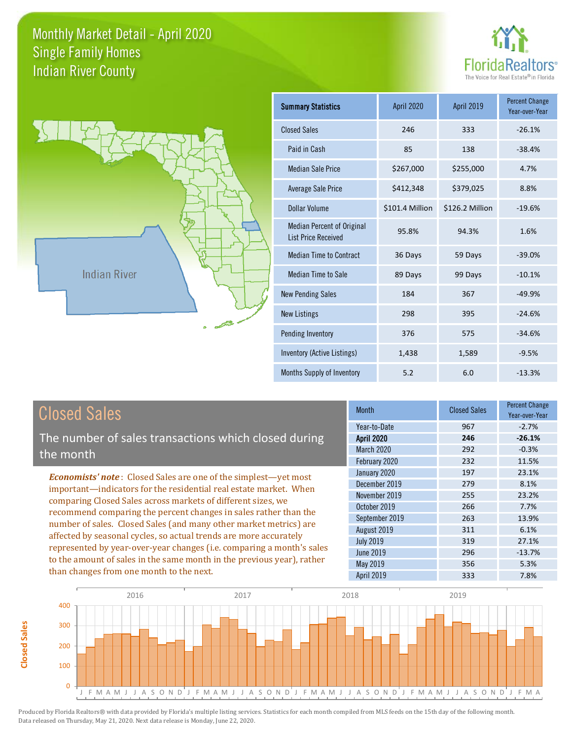# Monthly Market Detail - April 2020
## Single Family Homes
## Indian River County

FloridaRealtors®
The Voice for Real Estate® in Florida

Indian River

| Summary Statistics | April 2020 | April 2019 | Percent Change Year-over-Year |
|---|---|---|---|
| Closed Sales | 246 | 333 | -26.1% |
| Paid in Cash | 85 | 138 | -38.4% |
| Median Sale Price | $267,000 | $255,000 | 4.7% |
| Average Sale Price | $412,348 | $379,025 | 8.8% |
| Dollar Volume | $101.4 Million | $126.2 Million | -19.6% |
| Median Percent of Original List Price Received | 95.8% | 94.3% | 1.6% |
| Median Time to Contract | 36 Days | 59 Days | -39.0% |
| Median Time to Sale | 89 Days | 99 Days | -10.1% |
| New Pending Sales | 184 | 367 | -49.9% |
| New Listings | 298 | 395 | -24.6% |
| Pending Inventory | 376 | 575 | -34.6% |
| Inventory (Active Listings) | 1,438 | 1,589 | -9.5% |
| Months Supply of Inventory | 5.2 | 6.0 | -13.3% |

## Closed Sales

The number of sales transactions which closed during the month

*Economists' note*: Closed Sales are one of the simplest—yet most important—indicators for the residential real estate market. When comparing Closed Sales across markets of different sizes, we recommend comparing the percent changes in sales rather than the number of sales. Closed Sales (and many other market metrics) are affected by seasonal cycles, so actual trends are more accurately represented by year-over-year changes (i.e. comparing a month's sales to the amount of sales in the same month in the previous year), rather than changes from one month to the next.

| Month | Closed Sales | Percent Change Year-over-Year |
|---|---|---|
| Year-to-Date | 967 | -2.7% |
| **April 2020** | **246** | **-26.1%** |
| March 2020 | 292 | -0.3% |
| February 2020 | 232 | 11.5% |
| January 2020 | 197 | 23.1% |
| December 2019 | 279 | 8.1% |
| November 2019 | 255 | 23.2% |
| October 2019 | 266 | 7.7% |
| September 2019 | 263 | 13.9% |
| August 2019 | 311 | 6.1% |
| July 2019 | 319 | 27.1% |
| June 2019 | 296 | -13.7% |
| May 2019 | 356 | 5.3% |
| April 2019 | 333 | 7.8% |

Produced by Florida Realtors® with data provided by Florida's multiple listing services. Statistics for each month compiled from MLS feeds on the 15th day of the following month. Data released on Thursday, May 21, 2020. Next data release is Monday, June 22, 2020.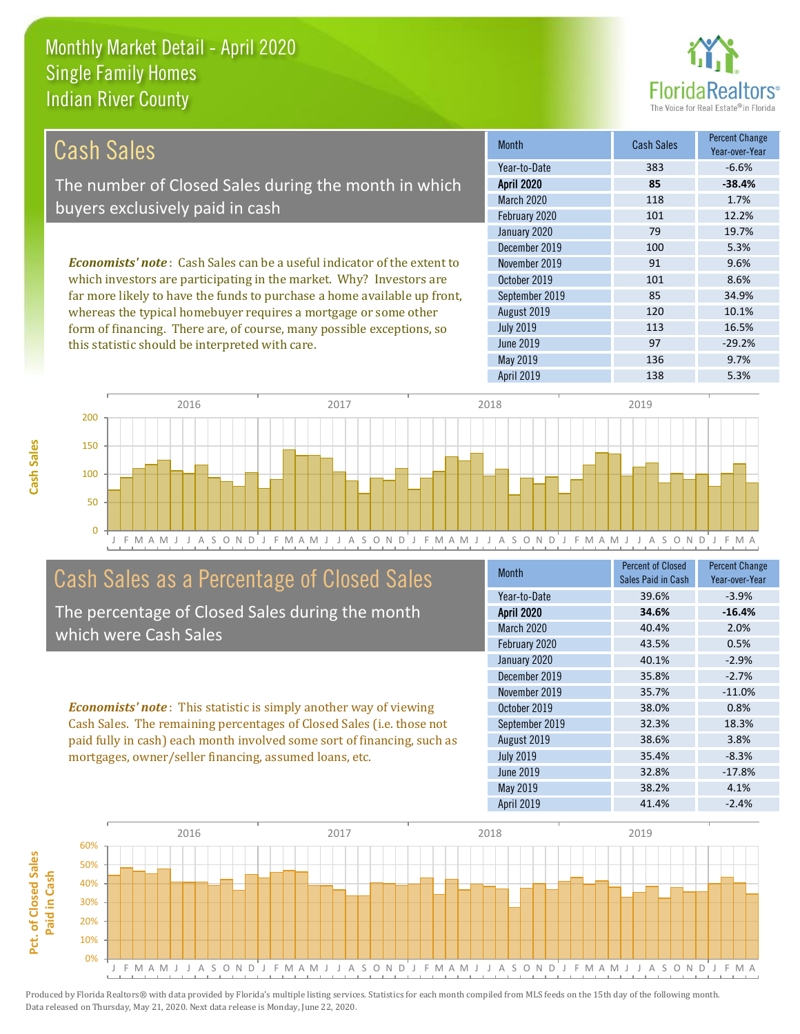Monthly Market Detail - April 2020
Single Family Homes
Indian River County

## Cash Sales

The number of Closed Sales during the month in which buyers exclusively paid in cash

***Economists' note***: Cash Sales can be a useful indicator of the extent to which investors are participating in the market. Why? Investors are far more likely to have the funds to purchase a home available up front, whereas the typical homebuyer requires a mortgage or some other form of financing. There are, of course, many possible exceptions, so this statistic should be interpreted with care.

| Month | Cash Sales | Percent Change Year-over-Year |
|---|---|---|
| Year-to-Date | 383 | -6.6% |
| **April 2020** | **85** | **-38.4%** |
| March 2020 | 118 | 1.7% |
| February 2020 | 101 | 12.2% |
| January 2020 | 79 | 19.7% |
| December 2019 | 100 | 5.3% |
| November 2019 | 91 | 9.6% |
| October 2019 | 101 | 8.6% |
| September 2019 | 85 | 34.9% |
| August 2019 | 120 | 10.1% |
| July 2019 | 113 | 16.5% |
| June 2019 | 97 | -29.2% |
| May 2019 | 136 | 9.7% |
| April 2019 | 138 | 5.3% |

## Cash Sales as a Percentage of Closed Sales

The percentage of Closed Sales during the month which were Cash Sales

***Economists' note***: This statistic is simply another way of viewing Cash Sales. The remaining percentages of Closed Sales (i.e. those not paid fully in cash) each month involved some sort of financing, such as mortgages, owner/seller financing, assumed loans, etc.

| Month | Percent of Closed Sales Paid in Cash | Percent Change Year-over-Year |
|---|---|---|
| Year-to-Date | 39.6% | -3.9% |
| **April 2020** | **34.6%** | **-16.4%** |
| March 2020 | 40.4% | 2.0% |
| February 2020 | 43.5% | 0.5% |
| January 2020 | 40.1% | -2.9% |
| December 2019 | 35.8% | -2.7% |
| November 2019 | 35.7% | -11.0% |
| October 2019 | 38.0% | 0.8% |
| September 2019 | 32.3% | 18.3% |
| August 2019 | 38.6% | 3.8% |
| July 2019 | 35.4% | -8.3% |
| June 2019 | 32.8% | -17.8% |
| May 2019 | 38.2% | 4.1% |
| April 2019 | 41.4% | -2.4% |

Produced by Florida Realtors® with data provided by Florida's multiple listing services. Statistics for each month compiled from MLS feeds on the 15th day of the following month. Data released on Thursday, May 21, 2020. Next data release is Monday, June 22, 2020.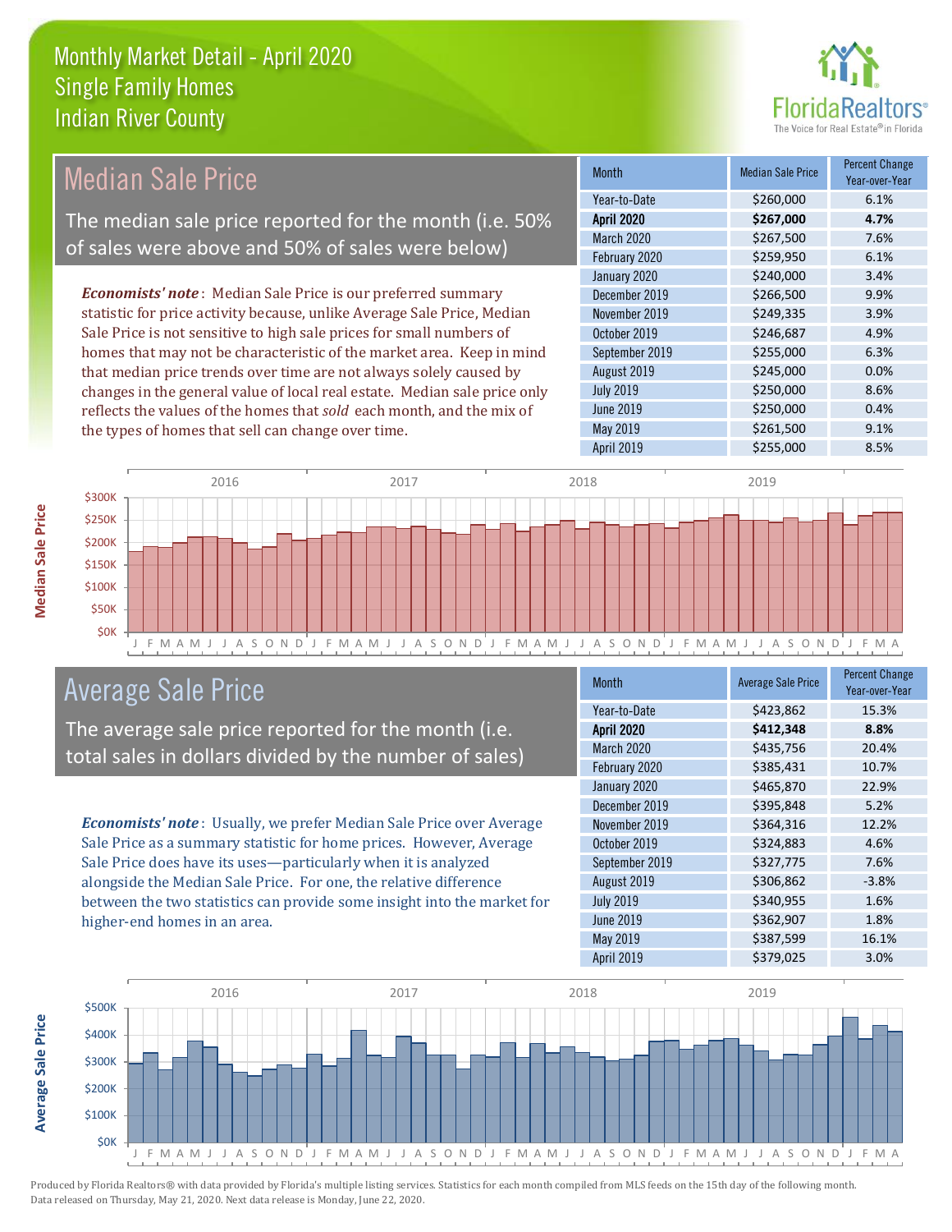# Monthly Market Detail - April 2020
## Single Family Homes
## Indian River County

## Median Sale Price

The median sale price reported for the month (i.e. 50% of sales were above and 50% of sales were below)

***Economists' note***: Median Sale Price is our preferred summary statistic for price activity because, unlike Average Sale Price, Median Sale Price is not sensitive to high sale prices for small numbers of homes that may not be characteristic of the market area. Keep in mind that median price trends over time are not always solely caused by changes in the general value of local real estate. Median sale price only reflects the values of the homes that *sold* each month, and the mix of the types of homes that sell can change over time.

| Month | Median Sale Price | Percent Change Year-over-Year |
|---|---|---|
| Year-to-Date | $260,000 | 6.1% |
| **April 2020** | **$267,000** | **4.7%** |
| March 2020 | $267,500 | 7.6% |
| February 2020 | $259,950 | 6.1% |
| January 2020 | $240,000 | 3.4% |
| December 2019 | $266,500 | 9.9% |
| November 2019 | $249,335 | 3.9% |
| October 2019 | $246,687 | 4.9% |
| September 2019 | $255,000 | 6.3% |
| August 2019 | $245,000 | 0.0% |
| July 2019 | $250,000 | 8.6% |
| June 2019 | $250,000 | 0.4% |
| May 2019 | $261,500 | 9.1% |
| April 2019 | $255,000 | 8.5% |

## Average Sale Price

The average sale price reported for the month (i.e. total sales in dollars divided by the number of sales)

***Economists' note***: Usually, we prefer Median Sale Price over Average Sale Price as a summary statistic for home prices. However, Average Sale Price does have its uses—particularly when it is analyzed alongside the Median Sale Price. For one, the relative difference between the two statistics can provide some insight into the market for higher-end homes in an area.

| Month | Average Sale Price | Percent Change Year-over-Year |
|---|---|---|
| Year-to-Date | $423,862 | 15.3% |
| **April 2020** | **$412,348** | **8.8%** |
| March 2020 | $435,756 | 20.4% |
| February 2020 | $385,431 | 10.7% |
| January 2020 | $465,870 | 22.9% |
| December 2019 | $395,848 | 5.2% |
| November 2019 | $364,316 | 12.2% |
| October 2019 | $324,883 | 4.6% |
| September 2019 | $327,775 | 7.6% |
| August 2019 | $306,862 | -3.8% |
| July 2019 | $340,955 | 1.6% |
| June 2019 | $362,907 | 1.8% |
| May 2019 | $387,599 | 16.1% |
| April 2019 | $379,025 | 3.0% |

Produced by Florida Realtors® with data provided by Florida's multiple listing services. Statistics for each month compiled from MLS feeds on the 15th day of the following month. Data released on Thursday, May 21, 2020. Next data release is Monday, June 22, 2020.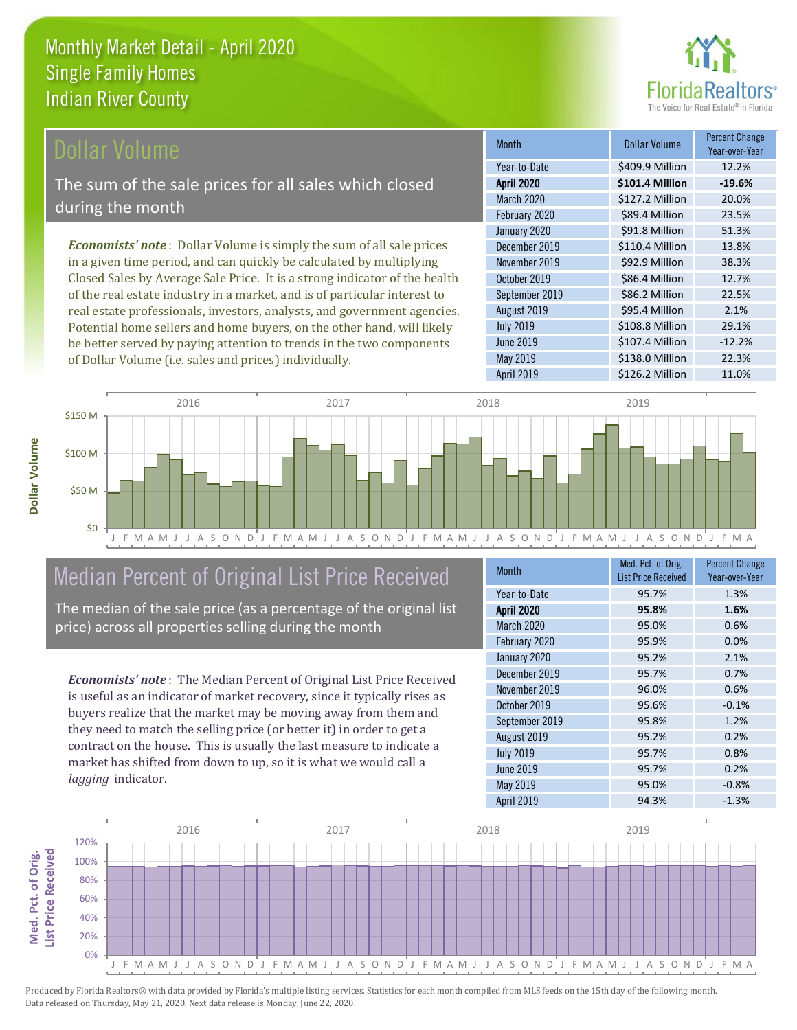# Monthly Market Detail - April 2020
## Single Family Homes
## Indian River County

## Dollar Volume

The sum of the sale prices for all sales which closed during the month

*Economists' note*: Dollar Volume is simply the sum of all sale prices in a given time period, and can quickly be calculated by multiplying Closed Sales by Average Sale Price. It is a strong indicator of the health of the real estate industry in a market, and is of particular interest to real estate professionals, investors, analysts, and government agencies. Potential home sellers and home buyers, on the other hand, will likely be better served by paying attention to trends in the two components of Dollar Volume (i.e. sales and prices) individually.

| Month | Dollar Volume | Percent Change Year-over-Year |
|---|---|---|
| Year-to-Date | $409.9 Million | 12.2% |
| **April 2020** | **$101.4 Million** | **-19.6%** |
| March 2020 | $127.2 Million | 20.0% |
| February 2020 | $89.4 Million | 23.5% |
| January 2020 | $91.8 Million | 51.3% |
| December 2019 | $110.4 Million | 13.8% |
| November 2019 | $92.9 Million | 38.3% |
| October 2019 | $86.4 Million | 12.7% |
| September 2019 | $86.2 Million | 22.5% |
| August 2019 | $95.4 Million | 2.1% |
| July 2019 | $108.8 Million | 29.1% |
| June 2019 | $107.4 Million | -12.2% |
| May 2019 | $138.0 Million | 22.3% |
| April 2019 | $126.2 Million | 11.0% |

## Median Percent of Original List Price Received

The median of the sale price (as a percentage of the original list price) across all properties selling during the month

*Economists' note*: The Median Percent of Original List Price Received is useful as an indicator of market recovery, since it typically rises as buyers realize that the market may be moving away from them and they need to match the selling price (or better it) in order to get a contract on the house. This is usually the last measure to indicate a market has shifted from down to up, so it is what we would call a *lagging* indicator.

| Month | Med. Pct. of Orig. List Price Received | Percent Change Year-over-Year |
|---|---|---|
| Year-to-Date | 95.7% | 1.3% |
| **April 2020** | **95.8%** | **1.6%** |
| March 2020 | 95.0% | 0.6% |
| February 2020 | 95.9% | 0.0% |
| January 2020 | 95.2% | 2.1% |
| December 2019 | 95.7% | 0.7% |
| November 2019 | 96.0% | 0.6% |
| October 2019 | 95.6% | -0.1% |
| September 2019 | 95.8% | 1.2% |
| August 2019 | 95.2% | 0.2% |
| July 2019 | 95.7% | 0.8% |
| June 2019 | 95.7% | 0.2% |
| May 2019 | 95.0% | -0.8% |
| April 2019 | 94.3% | -1.3% |

Produced by Florida Realtors® with data provided by Florida's multiple listing services. Statistics for each month compiled from MLS feeds on the 15th day of the following month. Data released on Thursday, May 21, 2020. Next data release is Monday, June 22, 2020.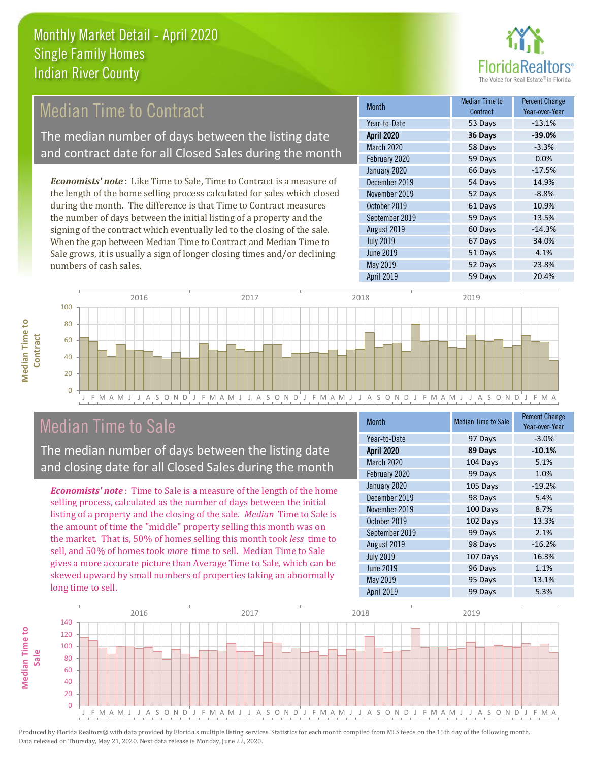# Monthly Market Detail - April 2020
## Single Family Homes
## Indian River County

## Median Time to Contract

The median number of days between the listing date and contract date for all Closed Sales during the month

***Economists' note***: Like Time to Sale, Time to Contract is a measure of the length of the home selling process calculated for sales which closed during the month. The difference is that Time to Contract measures the number of days between the initial listing of a property and the signing of the contract which eventually led to the closing of the sale. When the gap between Median Time to Contract and Median Time to Sale grows, it is usually a sign of longer closing times and/or declining numbers of cash sales.

| Month | Median Time to Contract | Percent Change Year-over-Year |
|---|---|---|
| Year-to-Date | 53 Days | -13.1% |
| **April 2020** | **36 Days** | **-39.0%** |
| March 2020 | 58 Days | -3.3% |
| February 2020 | 59 Days | 0.0% |
| January 2020 | 66 Days | -17.5% |
| December 2019 | 54 Days | 14.9% |
| November 2019 | 52 Days | -8.8% |
| October 2019 | 61 Days | 10.9% |
| September 2019 | 59 Days | 13.5% |
| August 2019 | 60 Days | -14.3% |
| July 2019 | 67 Days | 34.0% |
| June 2019 | 51 Days | 4.1% |
| May 2019 | 52 Days | 23.8% |
| April 2019 | 59 Days | 20.4% |

## Median Time to Sale

The median number of days between the listing date and closing date for all Closed Sales during the month

***Economists' note***: Time to Sale is a measure of the length of the home selling process, calculated as the number of days between the initial listing of a property and the closing of the sale. *Median* Time to Sale is the amount of time the "middle" property selling this month was on the market. That is, 50% of homes selling this month took *less* time to sell, and 50% of homes took *more* time to sell. Median Time to Sale gives a more accurate picture than Average Time to Sale, which can be skewed upward by small numbers of properties taking an abnormally long time to sell.

| Month | Median Time to Sale | Percent Change Year-over-Year |
|---|---|---|
| Year-to-Date | 97 Days | -3.0% |
| **April 2020** | **89 Days** | **-10.1%** |
| March 2020 | 104 Days | 5.1% |
| February 2020 | 99 Days | 1.0% |
| January 2020 | 105 Days | -19.2% |
| December 2019 | 98 Days | 5.4% |
| November 2019 | 100 Days | 8.7% |
| October 2019 | 102 Days | 13.3% |
| September 2019 | 99 Days | 2.1% |
| August 2019 | 98 Days | -16.2% |
| July 2019 | 107 Days | 16.3% |
| June 2019 | 96 Days | 1.1% |
| May 2019 | 95 Days | 13.1% |
| April 2019 | 99 Days | 5.3% |

Produced by Florida Realtors® with data provided by Florida's multiple listing services. Statistics for each month compiled from MLS feeds on the 15th day of the following month. Data released on Thursday, May 21, 2020. Next data release is Monday, June 22, 2020.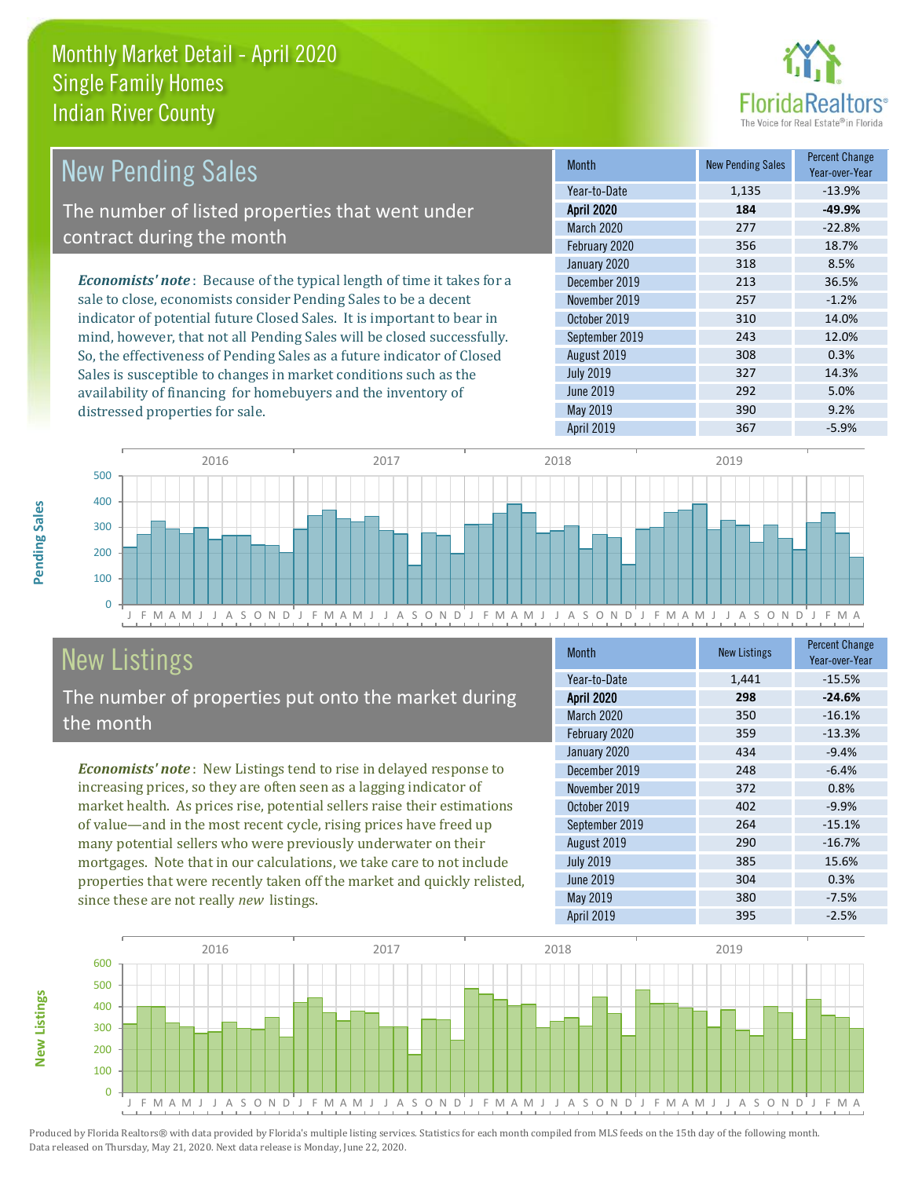# Monthly Market Detail - April 2020
## Single Family Homes
## Indian River County

## New Pending Sales

The number of listed properties that went under contract during the month

***Economists' note***: Because of the typical length of time it takes for a sale to close, economists consider Pending Sales to be a decent indicator of potential future Closed Sales. It is important to bear in mind, however, that not all Pending Sales will be closed successfully. So, the effectiveness of Pending Sales as a future indicator of Closed Sales is susceptible to changes in market conditions such as the availability of financing for homebuyers and the inventory of distressed properties for sale.

| Month | New Pending Sales | Percent Change Year-over-Year |
|---|---|---|
| Year-to-Date | 1,135 | -13.9% |
| **April 2020** | **184** | **-49.9%** |
| March 2020 | 277 | -22.8% |
| February 2020 | 356 | 18.7% |
| January 2020 | 318 | 8.5% |
| December 2019 | 213 | 36.5% |
| November 2019 | 257 | -1.2% |
| October 2019 | 310 | 14.0% |
| September 2019 | 243 | 12.0% |
| August 2019 | 308 | 0.3% |
| July 2019 | 327 | 14.3% |
| June 2019 | 292 | 5.0% |
| May 2019 | 390 | 9.2% |
| April 2019 | 367 | -5.9% |

## New Listings

The number of properties put onto the market during the month

***Economists' note***: New Listings tend to rise in delayed response to increasing prices, so they are often seen as a lagging indicator of market health. As prices rise, potential sellers raise their estimations of value—and in the most recent cycle, rising prices have freed up many potential sellers who were previously underwater on their mortgages. Note that in our calculations, we take care to not include properties that were recently taken off the market and quickly relisted, since these are not really *new* listings.

| Month | New Listings | Percent Change Year-over-Year |
|---|---|---|
| Year-to-Date | 1,441 | -15.5% |
| **April 2020** | **298** | **-24.6%** |
| March 2020 | 350 | -16.1% |
| February 2020 | 359 | -13.3% |
| January 2020 | 434 | -9.4% |
| December 2019 | 248 | -6.4% |
| November 2019 | 372 | 0.8% |
| October 2019 | 402 | -9.9% |
| September 2019 | 264 | -15.1% |
| August 2019 | 290 | -16.7% |
| July 2019 | 385 | 15.6% |
| June 2019 | 304 | 0.3% |
| May 2019 | 380 | -7.5% |
| April 2019 | 395 | -2.5% |

Produced by Florida Realtors® with data provided by Florida's multiple listing services. Statistics for each month compiled from MLS feeds on the 15th day of the following month. Data released on Thursday, May 21, 2020. Next data release is Monday, June 22, 2020.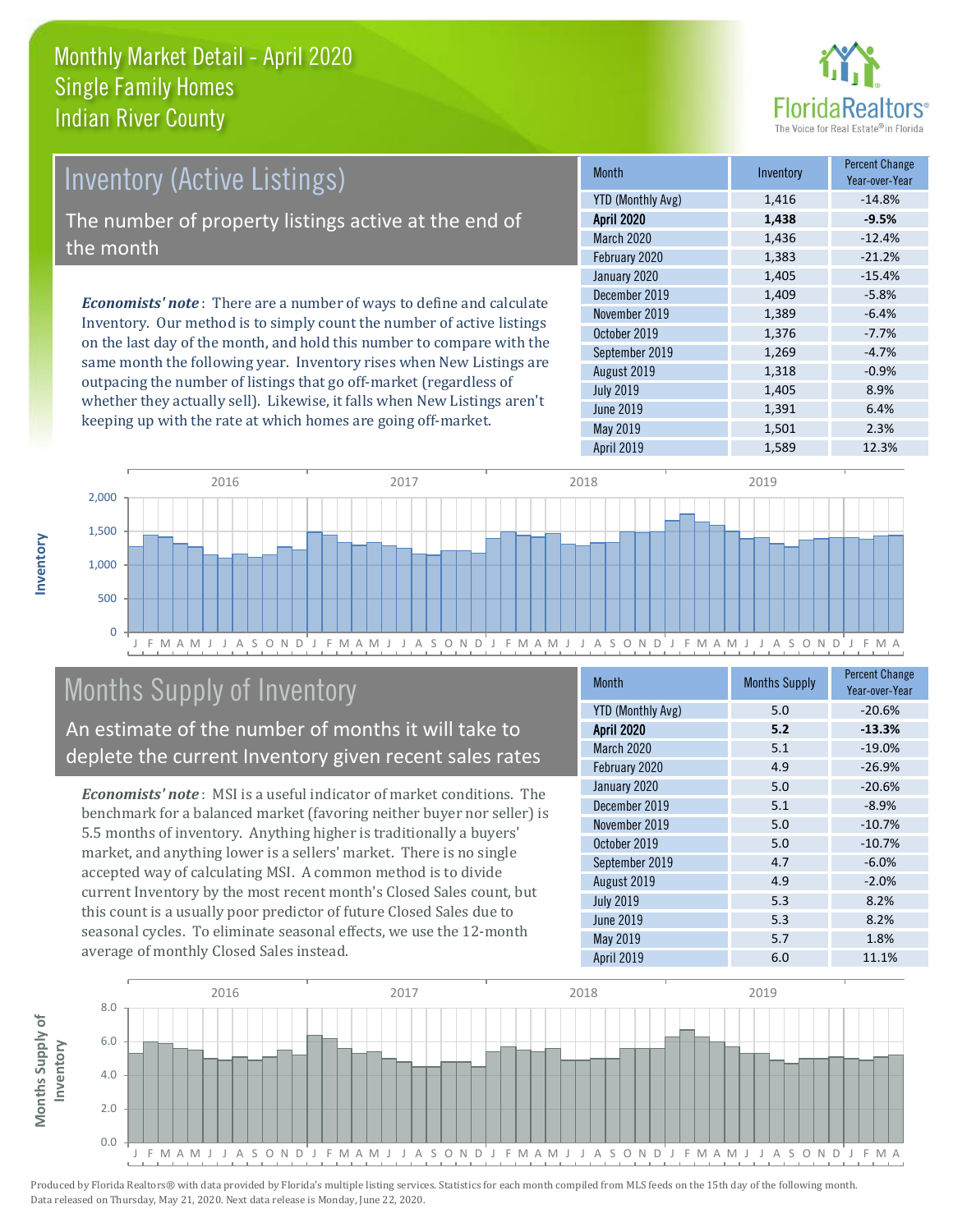# Monthly Market Detail - April 2020
## Single Family Homes
## Indian River County

## Inventory (Active Listings)

The number of property listings active at the end of the month

*Economists' note*: There are a number of ways to define and calculate Inventory. Our method is to simply count the number of active listings on the last day of the month, and hold this number to compare with the same month the following year. Inventory rises when New Listings are outpacing the number of listings that go off-market (regardless of whether they actually sell). Likewise, it falls when New Listings aren't keeping up with the rate at which homes are going off-market.

| Month | Inventory | Percent Change Year-over-Year |
|---|---|---|
| YTD (Monthly Avg) | 1,416 | -14.8% |
| **April 2020** | **1,438** | **-9.5%** |
| March 2020 | 1,436 | -12.4% |
| February 2020 | 1,383 | -21.2% |
| January 2020 | 1,405 | -15.4% |
| December 2019 | 1,409 | -5.8% |
| November 2019 | 1,389 | -6.4% |
| October 2019 | 1,376 | -7.7% |
| September 2019 | 1,269 | -4.7% |
| August 2019 | 1,318 | -0.9% |
| July 2019 | 1,405 | 8.9% |
| June 2019 | 1,391 | 6.4% |
| May 2019 | 1,501 | 2.3% |
| April 2019 | 1,589 | 12.3% |

## Months Supply of Inventory

An estimate of the number of months it will take to deplete the current Inventory given recent sales rates

*Economists' note*: MSI is a useful indicator of market conditions. The benchmark for a balanced market (favoring neither buyer nor seller) is 5.5 months of inventory. Anything higher is traditionally a buyers' market, and anything lower is a sellers' market. There is no single accepted way of calculating MSI. A common method is to divide current Inventory by the most recent month's Closed Sales count, but this count is a usually poor predictor of future Closed Sales due to seasonal cycles. To eliminate seasonal effects, we use the 12-month average of monthly Closed Sales instead.

| Month | Months Supply | Percent Change Year-over-Year |
|---|---|---|
| YTD (Monthly Avg) | 5.0 | -20.6% |
| **April 2020** | **5.2** | **-13.3%** |
| March 2020 | 5.1 | -19.0% |
| February 2020 | 4.9 | -26.9% |
| January 2020 | 5.0 | -20.6% |
| December 2019 | 5.1 | -8.9% |
| November 2019 | 5.0 | -10.7% |
| October 2019 | 5.0 | -10.7% |
| September 2019 | 4.7 | -6.0% |
| August 2019 | 4.9 | -2.0% |
| July 2019 | 5.3 | 8.2% |
| June 2019 | 5.3 | 8.2% |
| May 2019 | 5.7 | 1.8% |
| April 2019 | 6.0 | 11.1% |

Produced by Florida Realtors® with data provided by Florida's multiple listing services. Statistics for each month compiled from MLS feeds on the 15th day of the following month. Data released on Thursday, May 21, 2020. Next data release is Monday, June 22, 2020.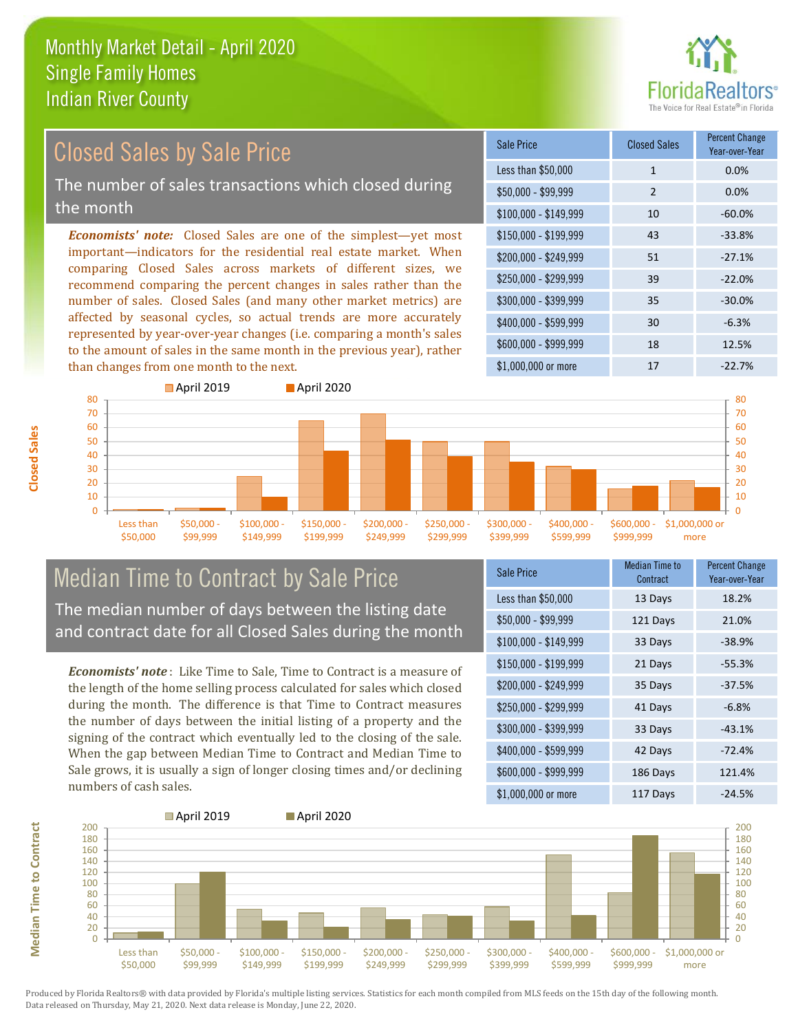# Monthly Market Detail - April 2020
## Single Family Homes
## Indian River County

FloridaRealtors® The Voice for Real Estate® in Florida

## Closed Sales by Sale Price

The number of sales transactions which closed during the month

***Economists' note:*** Closed Sales are one of the simplest—yet most important—indicators for the residential real estate market. When comparing Closed Sales across markets of different sizes, we recommend comparing the percent changes in sales rather than the number of sales. Closed Sales (and many other market metrics) are affected by seasonal cycles, so actual trends are more accurately represented by year-over-year changes (i.e. comparing a month's sales to the amount of sales in the same month in the previous year), rather than changes from one month to the next.

| Sale Price | Closed Sales | Percent Change Year-over-Year |
|---|---|---|
| Less than $50,000 | 1 | 0.0% |
| $50,000 - $99,999 | 2 | 0.0% |
| $100,000 - $149,999 | 10 | -60.0% |
| $150,000 - $199,999 | 43 | -33.8% |
| $200,000 - $249,999 | 51 | -27.1% |
| $250,000 - $299,999 | 39 | -22.0% |
| $300,000 - $399,999 | 35 | -30.0% |
| $400,000 - $599,999 | 30 | -6.3% |
| $600,000 - $999,999 | 18 | 12.5% |
| $1,000,000 or more | 17 | -22.7% |

## Median Time to Contract by Sale Price

The median number of days between the listing date and contract date for all Closed Sales during the month

***Economists' note*** : Like Time to Sale, Time to Contract is a measure of the length of the home selling process calculated for sales which closed during the month. The difference is that Time to Contract measures the number of days between the initial listing of a property and the signing of the contract which eventually led to the closing of the sale. When the gap between Median Time to Contract and Median Time to Sale grows, it is usually a sign of longer closing times and/or declining numbers of cash sales.

| Sale Price | Median Time to Contract | Percent Change Year-over-Year |
|---|---|---|
| Less than $50,000 | 13 Days | 18.2% |
| $50,000 - $99,999 | 121 Days | 21.0% |
| $100,000 - $149,999 | 33 Days | -38.9% |
| $150,000 - $199,999 | 21 Days | -55.3% |
| $200,000 - $249,999 | 35 Days | -37.5% |
| $250,000 - $299,999 | 41 Days | -6.8% |
| $300,000 - $399,999 | 33 Days | -43.1% |
| $400,000 - $599,999 | 42 Days | -72.4% |
| $600,000 - $999,999 | 186 Days | 121.4% |
| $1,000,000 or more | 117 Days | -24.5% |

Produced by Florida Realtors® with data provided by Florida's multiple listing services. Statistics for each month compiled from MLS feeds on the 15th day of the following month. Data released on Thursday, May 21, 2020. Next data release is Monday, June 22, 2020.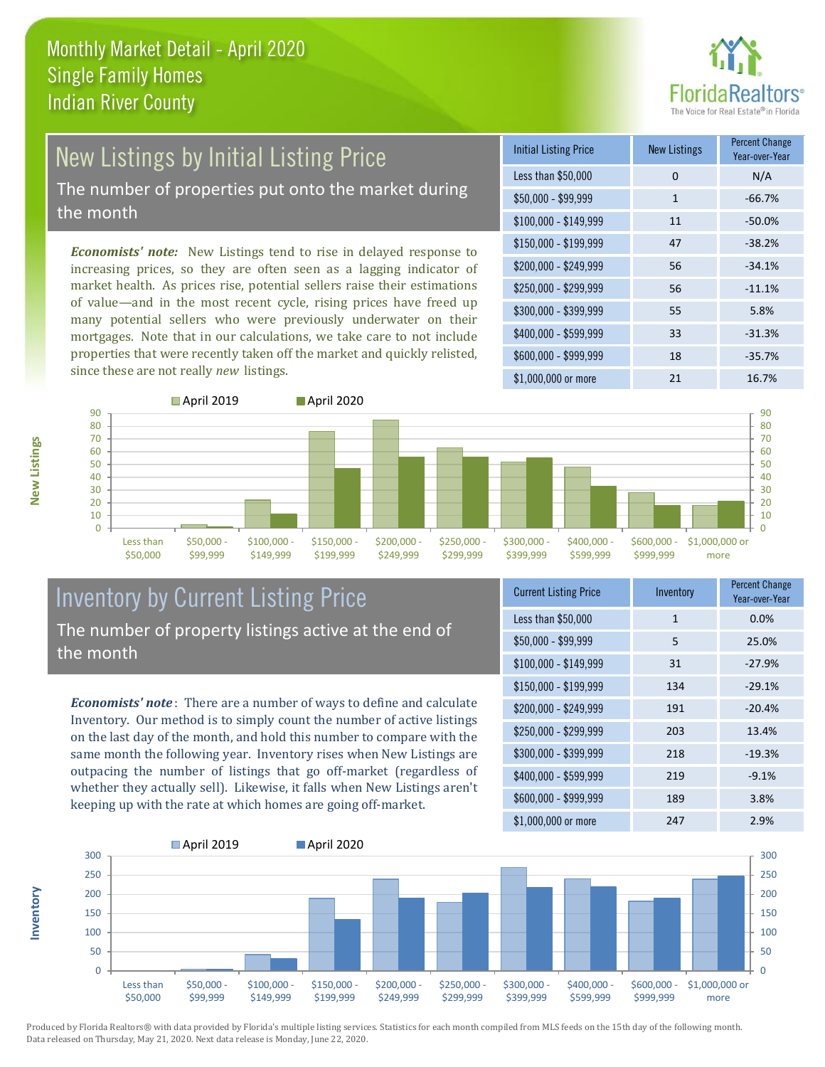# Monthly Market Detail - April 2020
## Single Family Homes
## Indian River County

## New Listings by Initial Listing Price

The number of properties put onto the market during the month

*Economists' note:* New Listings tend to rise in delayed response to increasing prices, so they are often seen as a lagging indicator of market health. As prices rise, potential sellers raise their estimations of value—and in the most recent cycle, rising prices have freed up many potential sellers who were previously underwater on their mortgages. Note that in our calculations, we take care to not include properties that were recently taken off the market and quickly relisted, since these are not really *new* listings.

| Initial Listing Price | New Listings | Percent Change Year-over-Year |
|---|---|---|
| Less than $50,000 | 0 | N/A |
| $50,000 - $99,999 | 1 | -66.7% |
| $100,000 - $149,999 | 11 | -50.0% |
| $150,000 - $199,999 | 47 | -38.2% |
| $200,000 - $249,999 | 56 | -34.1% |
| $250,000 - $299,999 | 56 | -11.1% |
| $300,000 - $399,999 | 55 | 5.8% |
| $400,000 - $599,999 | 33 | -31.3% |
| $600,000 - $999,999 | 18 | -35.7% |
| $1,000,000 or more | 21 | 16.7% |

## Inventory by Current Listing Price

The number of property listings active at the end of the month

*Economists' note*: There are a number of ways to define and calculate Inventory. Our method is to simply count the number of active listings on the last day of the month, and hold this number to compare with the same month the following year. Inventory rises when New Listings are outpacing the number of listings that go off-market (regardless of whether they actually sell). Likewise, it falls when New Listings aren't keeping up with the rate at which homes are going off-market.

| Current Listing Price | Inventory | Percent Change Year-over-Year |
|---|---|---|
| Less than $50,000 | 1 | 0.0% |
| $50,000 - $99,999 | 5 | 25.0% |
| $100,000 - $149,999 | 31 | -27.9% |
| $150,000 - $199,999 | 134 | -29.1% |
| $200,000 - $249,999 | 191 | -20.4% |
| $250,000 - $299,999 | 203 | 13.4% |
| $300,000 - $399,999 | 218 | -19.3% |
| $400,000 - $599,999 | 219 | -9.1% |
| $600,000 - $999,999 | 189 | 3.8% |
| $1,000,000 or more | 247 | 2.9% |

Produced by Florida Realtors® with data provided by Florida's multiple listing services. Statistics for each month compiled from MLS feeds on the 15th day of the following month. Data released on Thursday, May 21, 2020. Next data release is Monday, June 22, 2020.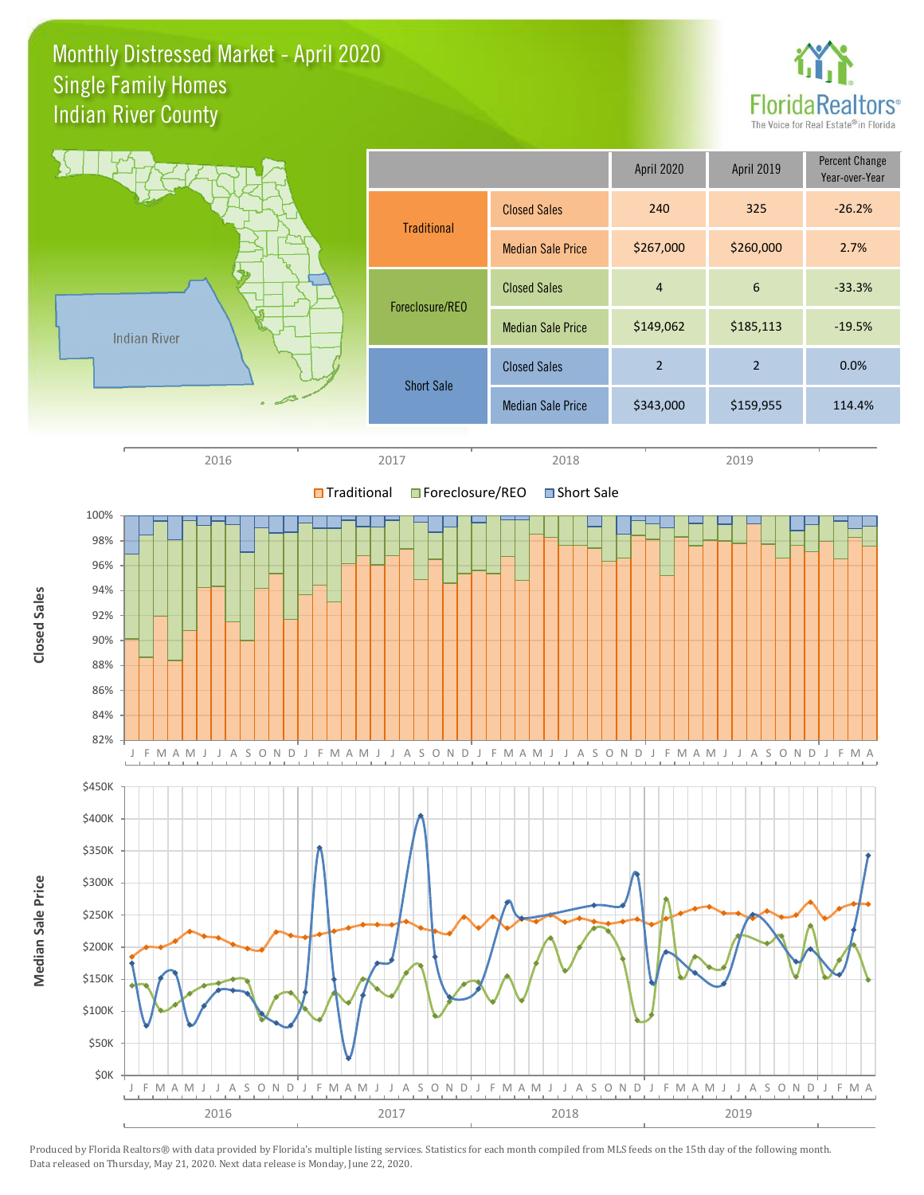# Monthly Distressed Market - April 2020
## Single Family Homes
## Indian River County

FloridaRealtors®
The Voice for Real Estate® in Florida

Indian River

| | | April 2020 | April 2019 | Percent Change Year-over-Year |
|---|---|---|---|---|
| Traditional | Closed Sales | 240 | 325 | -26.2% |
| | Median Sale Price | $267,000 | $260,000 | 2.7% |
| Foreclosure/REO | Closed Sales | 4 | 6 | -33.3% |
| | Median Sale Price | $149,062 | $185,113 | -19.5% |
| Short Sale | Closed Sales | 2 | 2 | 0.0% |
| | Median Sale Price | $343,000 | $159,955 | 114.4% |

2016 2017 2018 2019

Traditional Foreclosure/REO Short Sale

Closed Sales

100%
98%
96%
94%
92%
90%
88%
86%
84%
82%

J F M A M J J A S O N D J F M A M J J A S O N D J F M A M J J A S O N D J F M A M J J A S O N D J F M A

Median Sale Price

$450K
$400K
$350K
$300K
$250K
$200K
$150K
$100K
$50K
$0K

J F M A M J J A S O N D J F M A M J J A S O N D J F M A M J J A S O N D J F M A M J J A S O N D J F M A

2016 2017 2018 2019

Produced by Florida Realtors® with data provided by Florida's multiple listing services. Statistics for each month compiled from MLS feeds on the 15th day of the following month. Data released on Thursday, May 21, 2020. Next data release is Monday, June 22, 2020.